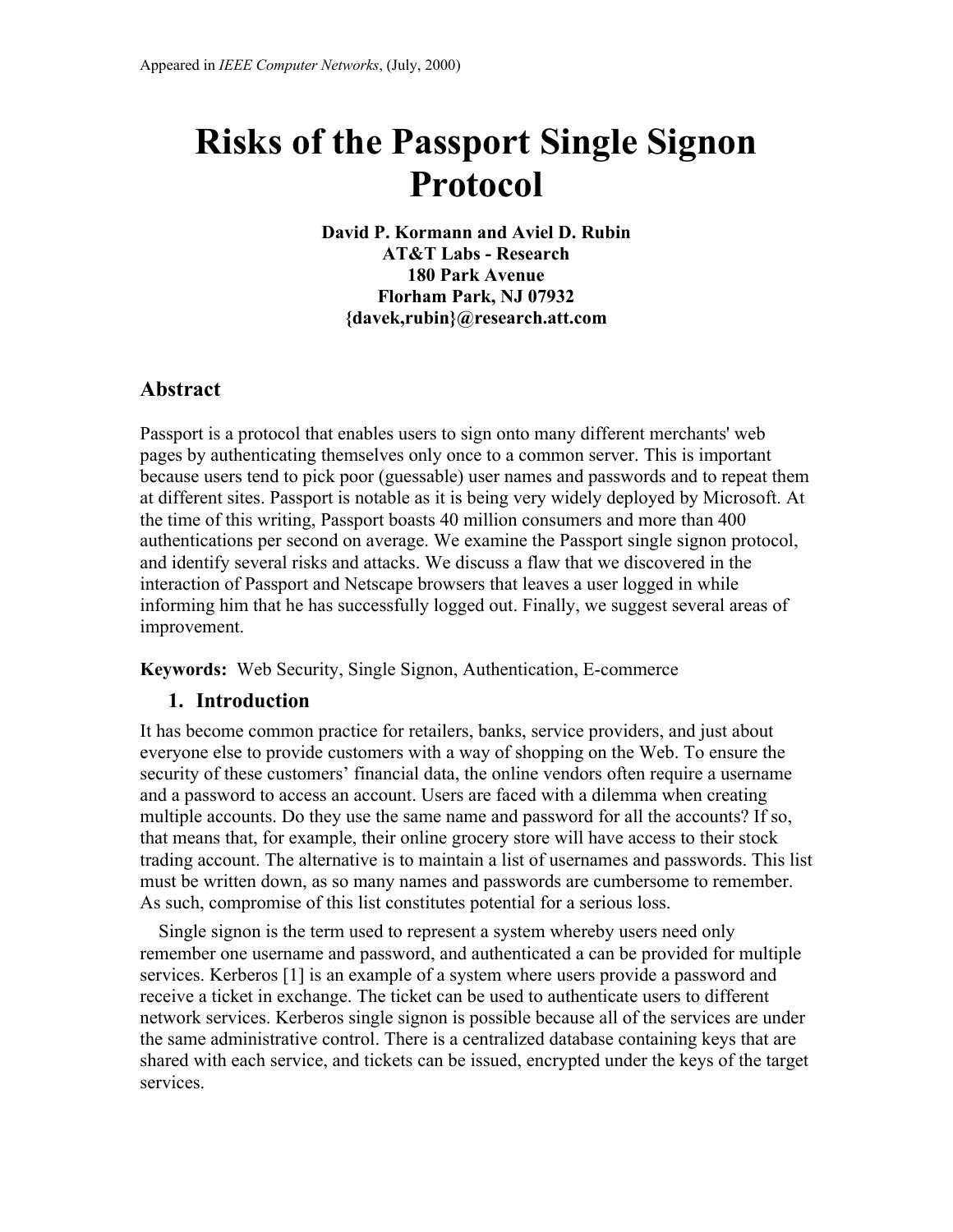Appeared in *IEEE Computer Networks*, (July, 2000)

# Risks of the Passport Single Signon Protocol

**David P. Kormann and Aviel D. Rubin**
**AT&T Labs - Research**
**180 Park Avenue**
**Florham Park, NJ 07932**
**{davek,rubin}@research.att.com**

## Abstract

Passport is a protocol that enables users to sign onto many different merchants' web pages by authenticating themselves only once to a common server. This is important because users tend to pick poor (guessable) user names and passwords and to repeat them at different sites. Passport is notable as it is being very widely deployed by Microsoft. At the time of this writing, Passport boasts 40 million consumers and more than 400 authentications per second on average. We examine the Passport single signon protocol, and identify several risks and attacks. We discuss a flaw that we discovered in the interaction of Passport and Netscape browsers that leaves a user logged in while informing him that he has successfully logged out. Finally, we suggest several areas of improvement.

**Keywords:** Web Security, Single Signon, Authentication, E-commerce

## 1. Introduction

It has become common practice for retailers, banks, service providers, and just about everyone else to provide customers with a way of shopping on the Web. To ensure the security of these customers' financial data, the online vendors often require a username and a password to access an account. Users are faced with a dilemma when creating multiple accounts. Do they use the same name and password for all the accounts? If so, that means that, for example, their online grocery store will have access to their stock trading account. The alternative is to maintain a list of usernames and passwords. This list must be written down, as so many names and passwords are cumbersome to remember. As such, compromise of this list constitutes potential for a serious loss.

Single signon is the term used to represent a system whereby users need only remember one username and password, and authenticated a can be provided for multiple services. Kerberos [1] is an example of a system where users provide a password and receive a ticket in exchange. The ticket can be used to authenticate users to different network services. Kerberos single signon is possible because all of the services are under the same administrative control. There is a centralized database containing keys that are shared with each service, and tickets can be issued, encrypted under the keys of the target services.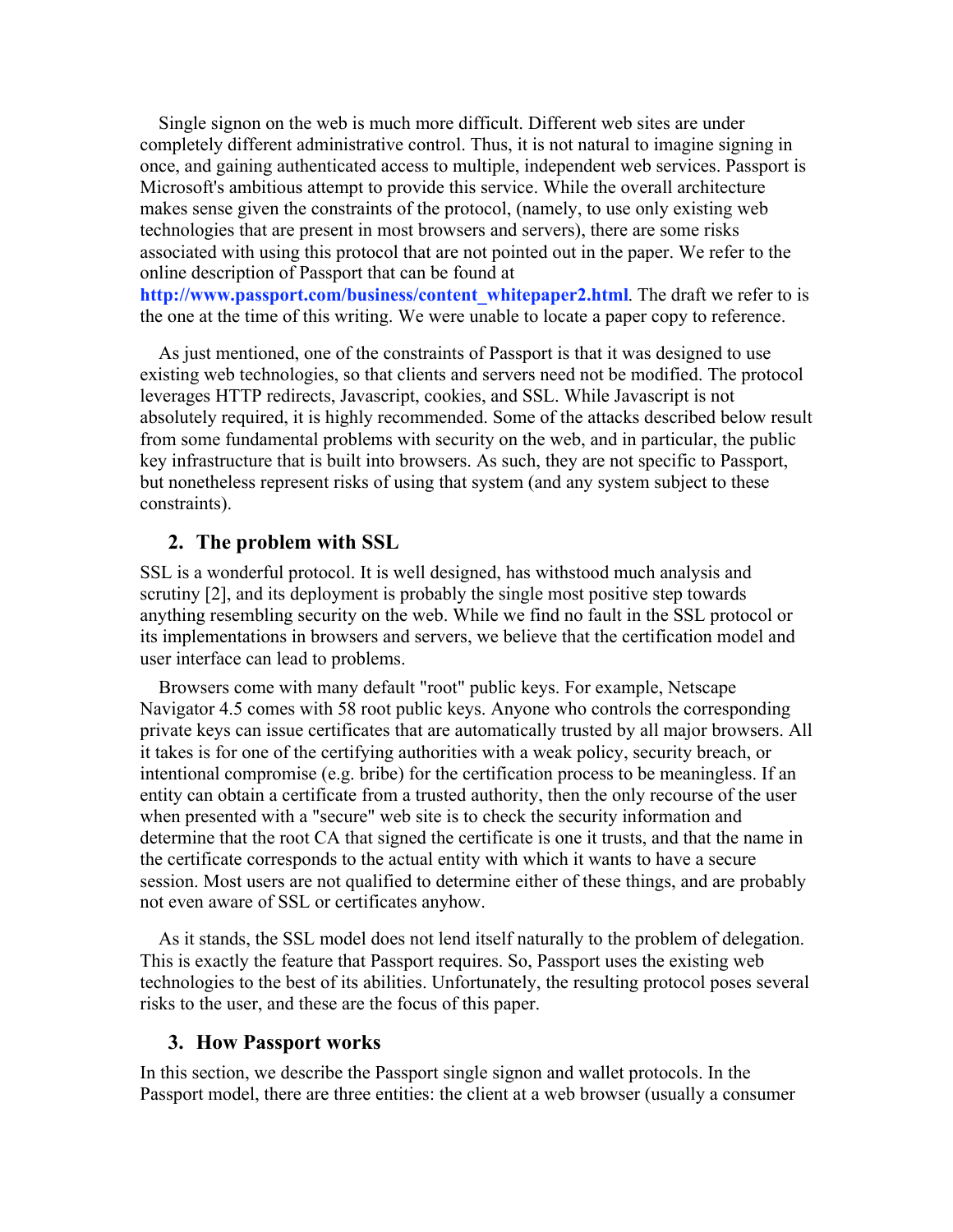Single signon on the web is much more difficult. Different web sites are under completely different administrative control. Thus, it is not natural to imagine signing in once, and gaining authenticated access to multiple, independent web services. Passport is Microsoft's ambitious attempt to provide this service. While the overall architecture makes sense given the constraints of the protocol, (namely, to use only existing web technologies that are present in most browsers and servers), there are some risks associated with using this protocol that are not pointed out in the paper. We refer to the online description of Passport that can be found at **http://www.passport.com/business/content_whitepaper2.html**. The draft we refer to is the one at the time of this writing. We were unable to locate a paper copy to reference.

As just mentioned, one of the constraints of Passport is that it was designed to use existing web technologies, so that clients and servers need not be modified. The protocol leverages HTTP redirects, Javascript, cookies, and SSL. While Javascript is not absolutely required, it is highly recommended. Some of the attacks described below result from some fundamental problems with security on the web, and in particular, the public key infrastructure that is built into browsers. As such, they are not specific to Passport, but nonetheless represent risks of using that system (and any system subject to these constraints).

## 2. The problem with SSL

SSL is a wonderful protocol. It is well designed, has withstood much analysis and scrutiny [2], and its deployment is probably the single most positive step towards anything resembling security on the web. While we find no fault in the SSL protocol or its implementations in browsers and servers, we believe that the certification model and user interface can lead to problems.

Browsers come with many default "root" public keys. For example, Netscape Navigator 4.5 comes with 58 root public keys. Anyone who controls the corresponding private keys can issue certificates that are automatically trusted by all major browsers. All it takes is for one of the certifying authorities with a weak policy, security breach, or intentional compromise (e.g. bribe) for the certification process to be meaningless. If an entity can obtain a certificate from a trusted authority, then the only recourse of the user when presented with a "secure" web site is to check the security information and determine that the root CA that signed the certificate is one it trusts, and that the name in the certificate corresponds to the actual entity with which it wants to have a secure session. Most users are not qualified to determine either of these things, and are probably not even aware of SSL or certificates anyhow.

As it stands, the SSL model does not lend itself naturally to the problem of delegation. This is exactly the feature that Passport requires. So, Passport uses the existing web technologies to the best of its abilities. Unfortunately, the resulting protocol poses several risks to the user, and these are the focus of this paper.

## 3. How Passport works

In this section, we describe the Passport single signon and wallet protocols. In the Passport model, there are three entities: the client at a web browser (usually a consumer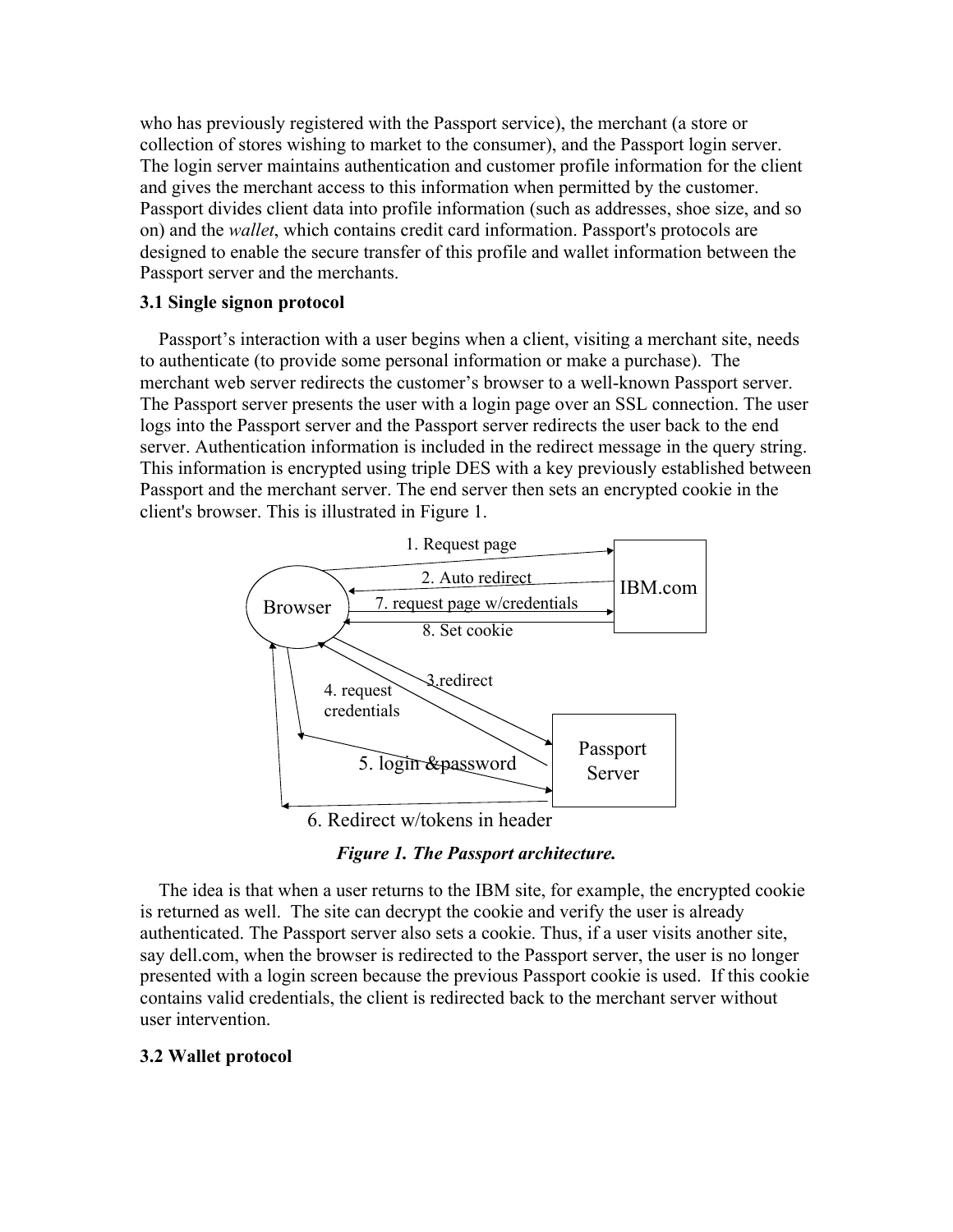who has previously registered with the Passport service), the merchant (a store or collection of stores wishing to market to the consumer), and the Passport login server. The login server maintains authentication and customer profile information for the client and gives the merchant access to this information when permitted by the customer. Passport divides client data into profile information (such as addresses, shoe size, and so on) and the *wallet*, which contains credit card information. Passport's protocols are designed to enable the secure transfer of this profile and wallet information between the Passport server and the merchants.

### 3.1 Single signon protocol

Passport's interaction with a user begins when a client, visiting a merchant site, needs to authenticate (to provide some personal information or make a purchase). The merchant web server redirects the customer's browser to a well-known Passport server. The Passport server presents the user with a login page over an SSL connection. The user logs into the Passport server and the Passport server redirects the user back to the end server. Authentication information is included in the redirect message in the query string. This information is encrypted using triple DES with a key previously established between Passport and the merchant server. The end server then sets an encrypted cookie in the client's browser. This is illustrated in Figure 1.

Browser
IBM.com
Passport Server
1. Request page
2. Auto redirect
7. request page w/credentials
8. Set cookie
3.redirect
4. request credentials
5. login &password
6. Redirect w/tokens in header

***Figure 1. The Passport architecture.***

The idea is that when a user returns to the IBM site, for example, the encrypted cookie is returned as well. The site can decrypt the cookie and verify the user is already authenticated. The Passport server also sets a cookie. Thus, if a user visits another site, say dell.com, when the browser is redirected to the Passport server, the user is no longer presented with a login screen because the previous Passport cookie is used. If this cookie contains valid credentials, the client is redirected back to the merchant server without user intervention.

### 3.2 Wallet protocol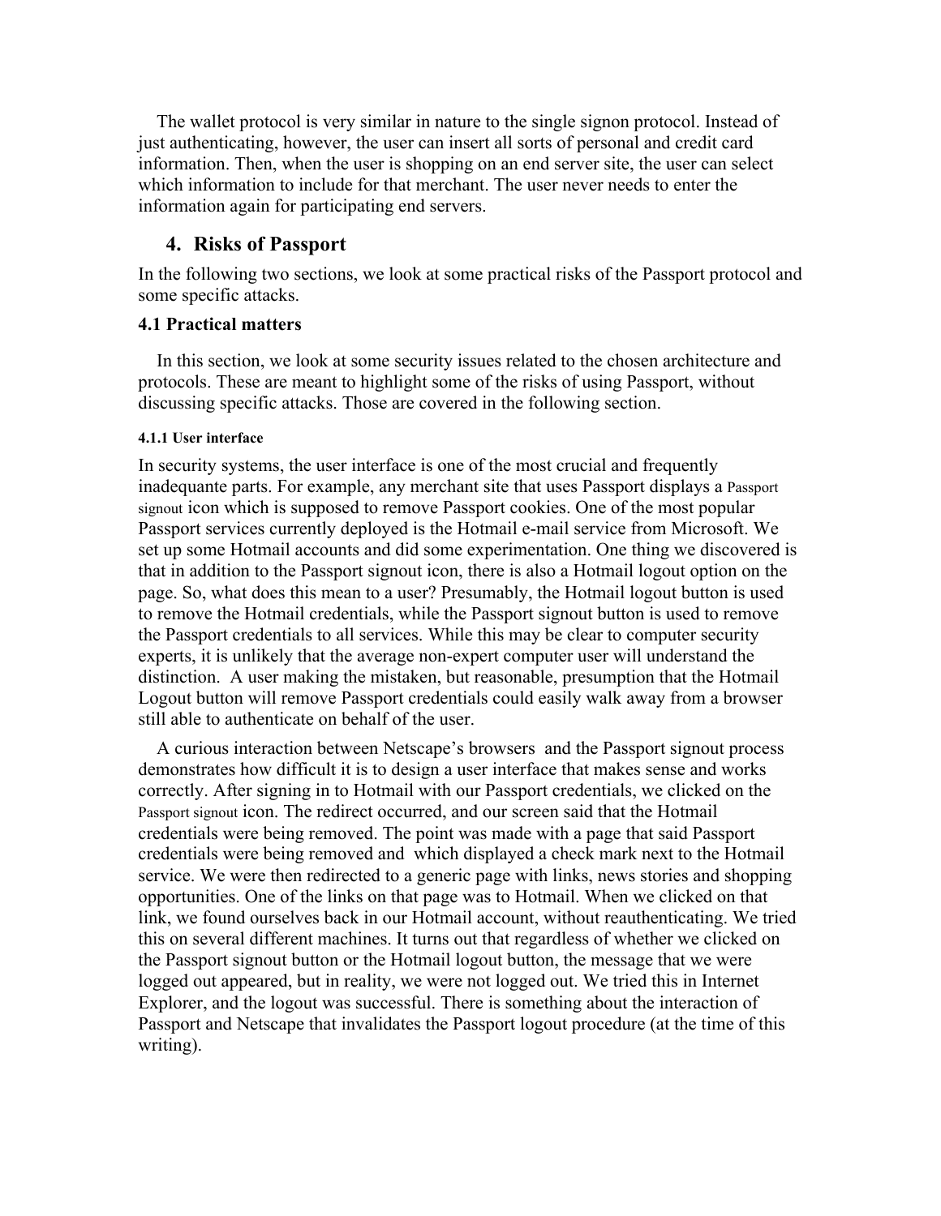The wallet protocol is very similar in nature to the single signon protocol. Instead of just authenticating, however, the user can insert all sorts of personal and credit card information. Then, when the user is shopping on an end server site, the user can select which information to include for that merchant. The user never needs to enter the information again for participating end servers.

## 4. Risks of Passport

In the following two sections, we look at some practical risks of the Passport protocol and some specific attacks.

### 4.1 Practical matters

In this section, we look at some security issues related to the chosen architecture and protocols. These are meant to highlight some of the risks of using Passport, without discussing specific attacks. Those are covered in the following section.

#### 4.1.1 User interface

In security systems, the user interface is one of the most crucial and frequently inadequante parts. For example, any merchant site that uses Passport displays a Passport signout icon which is supposed to remove Passport cookies. One of the most popular Passport services currently deployed is the Hotmail e-mail service from Microsoft. We set up some Hotmail accounts and did some experimentation. One thing we discovered is that in addition to the Passport signout icon, there is also a Hotmail logout option on the page. So, what does this mean to a user? Presumably, the Hotmail logout button is used to remove the Hotmail credentials, while the Passport signout button is used to remove the Passport credentials to all services. While this may be clear to computer security experts, it is unlikely that the average non-expert computer user will understand the distinction. A user making the mistaken, but reasonable, presumption that the Hotmail Logout button will remove Passport credentials could easily walk away from a browser still able to authenticate on behalf of the user.

A curious interaction between Netscape's browsers and the Passport signout process demonstrates how difficult it is to design a user interface that makes sense and works correctly. After signing in to Hotmail with our Passport credentials, we clicked on the Passport signout icon. The redirect occurred, and our screen said that the Hotmail credentials were being removed. The point was made with a page that said Passport credentials were being removed and which displayed a check mark next to the Hotmail service. We were then redirected to a generic page with links, news stories and shopping opportunities. One of the links on that page was to Hotmail. When we clicked on that link, we found ourselves back in our Hotmail account, without reauthenticating. We tried this on several different machines. It turns out that regardless of whether we clicked on the Passport signout button or the Hotmail logout button, the message that we were logged out appeared, but in reality, we were not logged out. We tried this in Internet Explorer, and the logout was successful. There is something about the interaction of Passport and Netscape that invalidates the Passport logout procedure (at the time of this writing).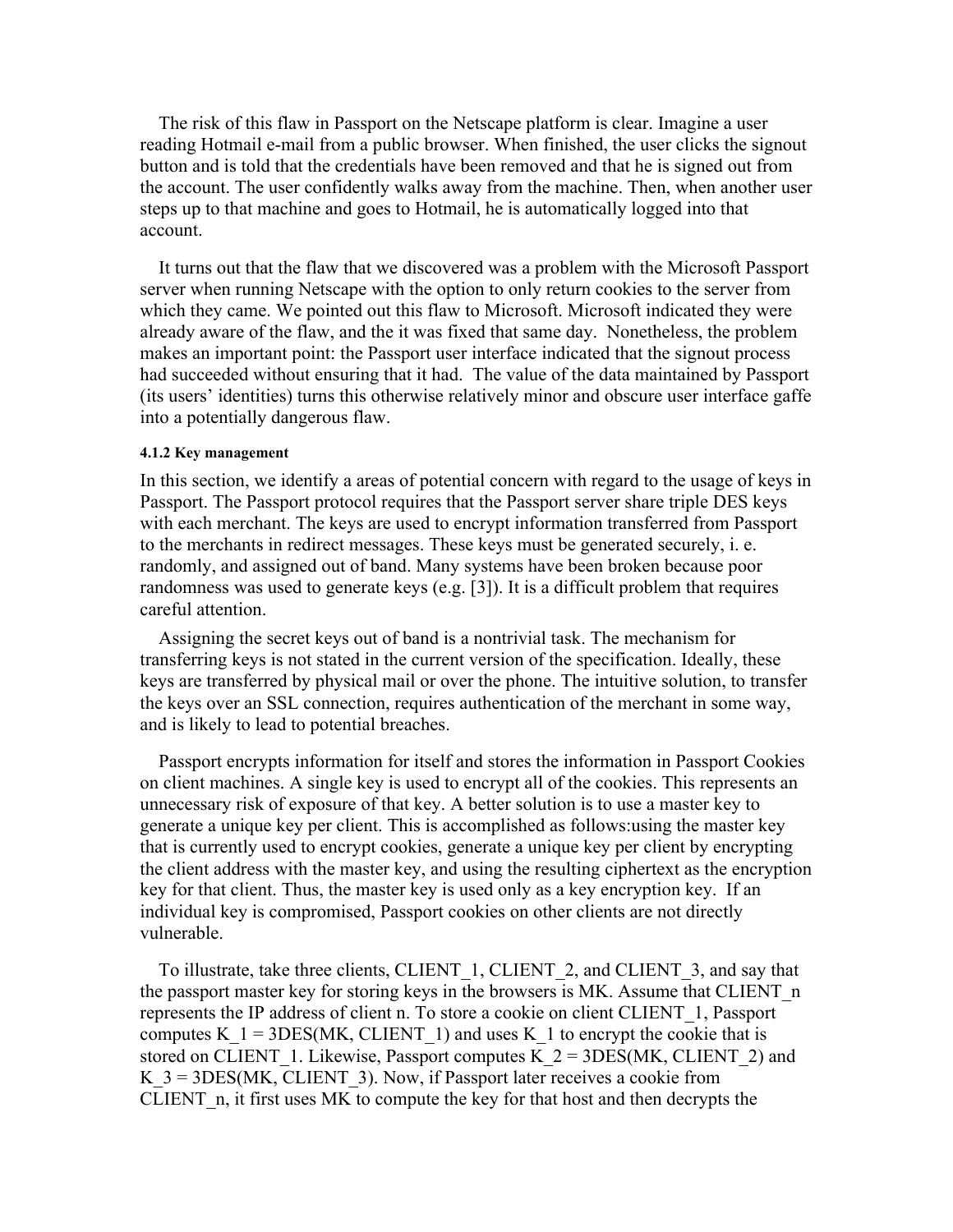The risk of this flaw in Passport on the Netscape platform is clear. Imagine a user reading Hotmail e-mail from a public browser. When finished, the user clicks the signout button and is told that the credentials have been removed and that he is signed out from the account. The user confidently walks away from the machine. Then, when another user steps up to that machine and goes to Hotmail, he is automatically logged into that account.

It turns out that the flaw that we discovered was a problem with the Microsoft Passport server when running Netscape with the option to only return cookies to the server from which they came. We pointed out this flaw to Microsoft. Microsoft indicated they were already aware of the flaw, and the it was fixed that same day. Nonetheless, the problem makes an important point: the Passport user interface indicated that the signout process had succeeded without ensuring that it had. The value of the data maintained by Passport (its users' identities) turns this otherwise relatively minor and obscure user interface gaffe into a potentially dangerous flaw.

#### 4.1.2 Key management

In this section, we identify a areas of potential concern with regard to the usage of keys in Passport. The Passport protocol requires that the Passport server share triple DES keys with each merchant. The keys are used to encrypt information transferred from Passport to the merchants in redirect messages. These keys must be generated securely, i. e. randomly, and assigned out of band. Many systems have been broken because poor randomness was used to generate keys (e.g. [3]). It is a difficult problem that requires careful attention.

Assigning the secret keys out of band is a nontrivial task. The mechanism for transferring keys is not stated in the current version of the specification. Ideally, these keys are transferred by physical mail or over the phone. The intuitive solution, to transfer the keys over an SSL connection, requires authentication of the merchant in some way, and is likely to lead to potential breaches.

Passport encrypts information for itself and stores the information in Passport Cookies on client machines. A single key is used to encrypt all of the cookies. This represents an unnecessary risk of exposure of that key. A better solution is to use a master key to generate a unique key per client. This is accomplished as follows:using the master key that is currently used to encrypt cookies, generate a unique key per client by encrypting the client address with the master key, and using the resulting ciphertext as the encryption key for that client. Thus, the master key is used only as a key encryption key. If an individual key is compromised, Passport cookies on other clients are not directly vulnerable.

To illustrate, take three clients, CLIENT_1, CLIENT_2, and CLIENT_3, and say that the passport master key for storing keys in the browsers is MK. Assume that CLIENT_n represents the IP address of client n. To store a cookie on client CLIENT_1, Passport computes K_1 = 3DES(MK, CLIENT_1) and uses K_1 to encrypt the cookie that is stored on CLIENT_1. Likewise, Passport computes K_2 = 3DES(MK, CLIENT_2) and K_3 = 3DES(MK, CLIENT_3). Now, if Passport later receives a cookie from CLIENT_n, it first uses MK to compute the key for that host and then decrypts the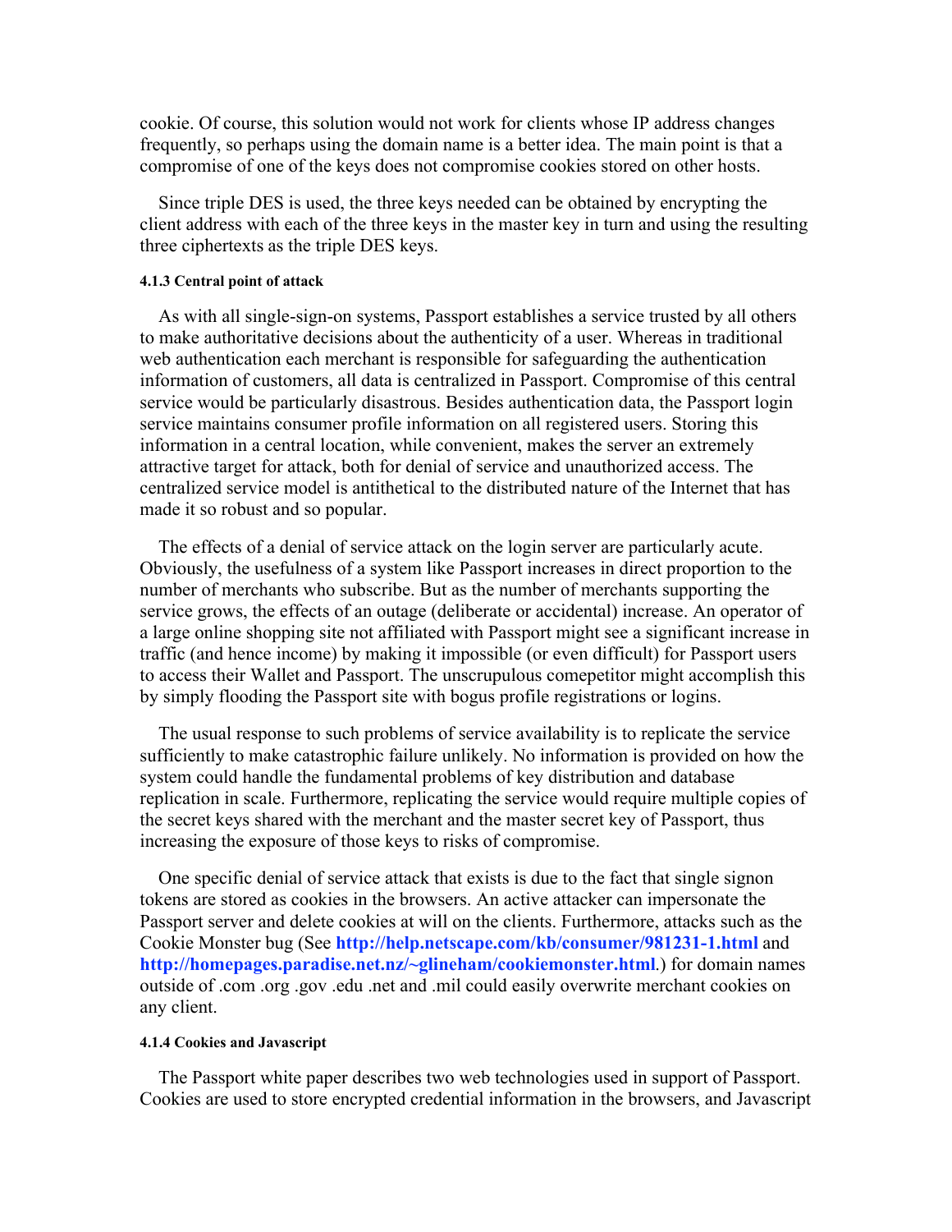cookie. Of course, this solution would not work for clients whose IP address changes frequently, so perhaps using the domain name is a better idea. The main point is that a compromise of one of the keys does not compromise cookies stored on other hosts.

Since triple DES is used, the three keys needed can be obtained by encrypting the client address with each of the three keys in the master key in turn and using the resulting three ciphertexts as the triple DES keys.

#### 4.1.3 Central point of attack

As with all single-sign-on systems, Passport establishes a service trusted by all others to make authoritative decisions about the authenticity of a user. Whereas in traditional web authentication each merchant is responsible for safeguarding the authentication information of customers, all data is centralized in Passport. Compromise of this central service would be particularly disastrous. Besides authentication data, the Passport login service maintains consumer profile information on all registered users. Storing this information in a central location, while convenient, makes the server an extremely attractive target for attack, both for denial of service and unauthorized access. The centralized service model is antithetical to the distributed nature of the Internet that has made it so robust and so popular.

The effects of a denial of service attack on the login server are particularly acute. Obviously, the usefulness of a system like Passport increases in direct proportion to the number of merchants who subscribe. But as the number of merchants supporting the service grows, the effects of an outage (deliberate or accidental) increase. An operator of a large online shopping site not affiliated with Passport might see a significant increase in traffic (and hence income) by making it impossible (or even difficult) for Passport users to access their Wallet and Passport. The unscrupulous comepetitor might accomplish this by simply flooding the Passport site with bogus profile registrations or logins.

The usual response to such problems of service availability is to replicate the service sufficiently to make catastrophic failure unlikely. No information is provided on how the system could handle the fundamental problems of key distribution and database replication in scale. Furthermore, replicating the service would require multiple copies of the secret keys shared with the merchant and the master secret key of Passport, thus increasing the exposure of those keys to risks of compromise.

One specific denial of service attack that exists is due to the fact that single signon tokens are stored as cookies in the browsers. An active attacker can impersonate the Passport server and delete cookies at will on the clients. Furthermore, attacks such as the Cookie Monster bug (See **http://help.netscape.com/kb/consumer/981231-1.html** and **http://homepages.paradise.net.nz/~glineham/cookiemonster.html**.) for domain names outside of .com .org .gov .edu .net and .mil could easily overwrite merchant cookies on any client.

#### 4.1.4 Cookies and Javascript

The Passport white paper describes two web technologies used in support of Passport. Cookies are used to store encrypted credential information in the browsers, and Javascript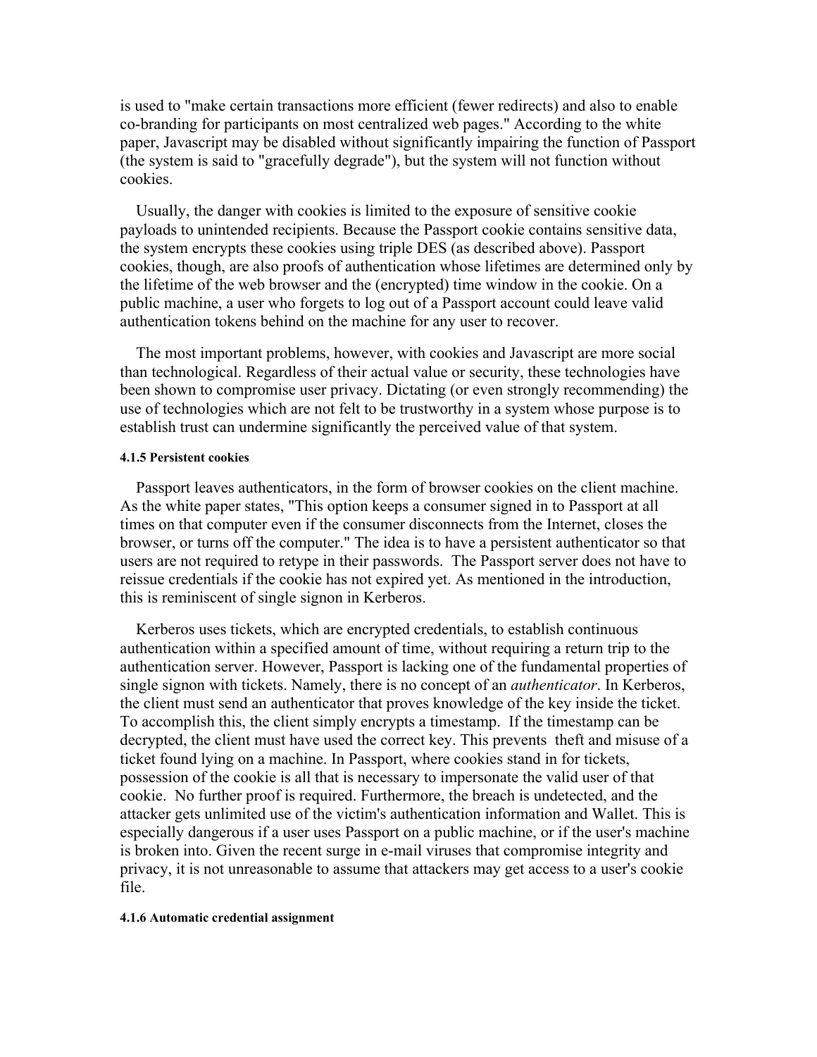is used to "make certain transactions more efficient (fewer redirects) and also to enable co-branding for participants on most centralized web pages." According to the white paper, Javascript may be disabled without significantly impairing the function of Passport (the system is said to "gracefully degrade"), but the system will not function without cookies.

Usually, the danger with cookies is limited to the exposure of sensitive cookie payloads to unintended recipients. Because the Passport cookie contains sensitive data, the system encrypts these cookies using triple DES (as described above). Passport cookies, though, are also proofs of authentication whose lifetimes are determined only by the lifetime of the web browser and the (encrypted) time window in the cookie. On a public machine, a user who forgets to log out of a Passport account could leave valid authentication tokens behind on the machine for any user to recover.

The most important problems, however, with cookies and Javascript are more social than technological. Regardless of their actual value or security, these technologies have been shown to compromise user privacy. Dictating (or even strongly recommending) the use of technologies which are not felt to be trustworthy in a system whose purpose is to establish trust can undermine significantly the perceived value of that system.

#### 4.1.5 Persistent cookies

Passport leaves authenticators, in the form of browser cookies on the client machine. As the white paper states, "This option keeps a consumer signed in to Passport at all times on that computer even if the consumer disconnects from the Internet, closes the browser, or turns off the computer." The idea is to have a persistent authenticator so that users are not required to retype in their passwords. The Passport server does not have to reissue credentials if the cookie has not expired yet. As mentioned in the introduction, this is reminiscent of single signon in Kerberos.

Kerberos uses tickets, which are encrypted credentials, to establish continuous authentication within a specified amount of time, without requiring a return trip to the authentication server. However, Passport is lacking one of the fundamental properties of single signon with tickets. Namely, there is no concept of an *authenticator*. In Kerberos, the client must send an authenticator that proves knowledge of the key inside the ticket. To accomplish this, the client simply encrypts a timestamp. If the timestamp can be decrypted, the client must have used the correct key. This prevents theft and misuse of a ticket found lying on a machine. In Passport, where cookies stand in for tickets, possession of the cookie is all that is necessary to impersonate the valid user of that cookie. No further proof is required. Furthermore, the breach is undetected, and the attacker gets unlimited use of the victim's authentication information and Wallet. This is especially dangerous if a user uses Passport on a public machine, or if the user's machine is broken into. Given the recent surge in e-mail viruses that compromise integrity and privacy, it is not unreasonable to assume that attackers may get access to a user's cookie file.

#### 4.1.6 Automatic credential assignment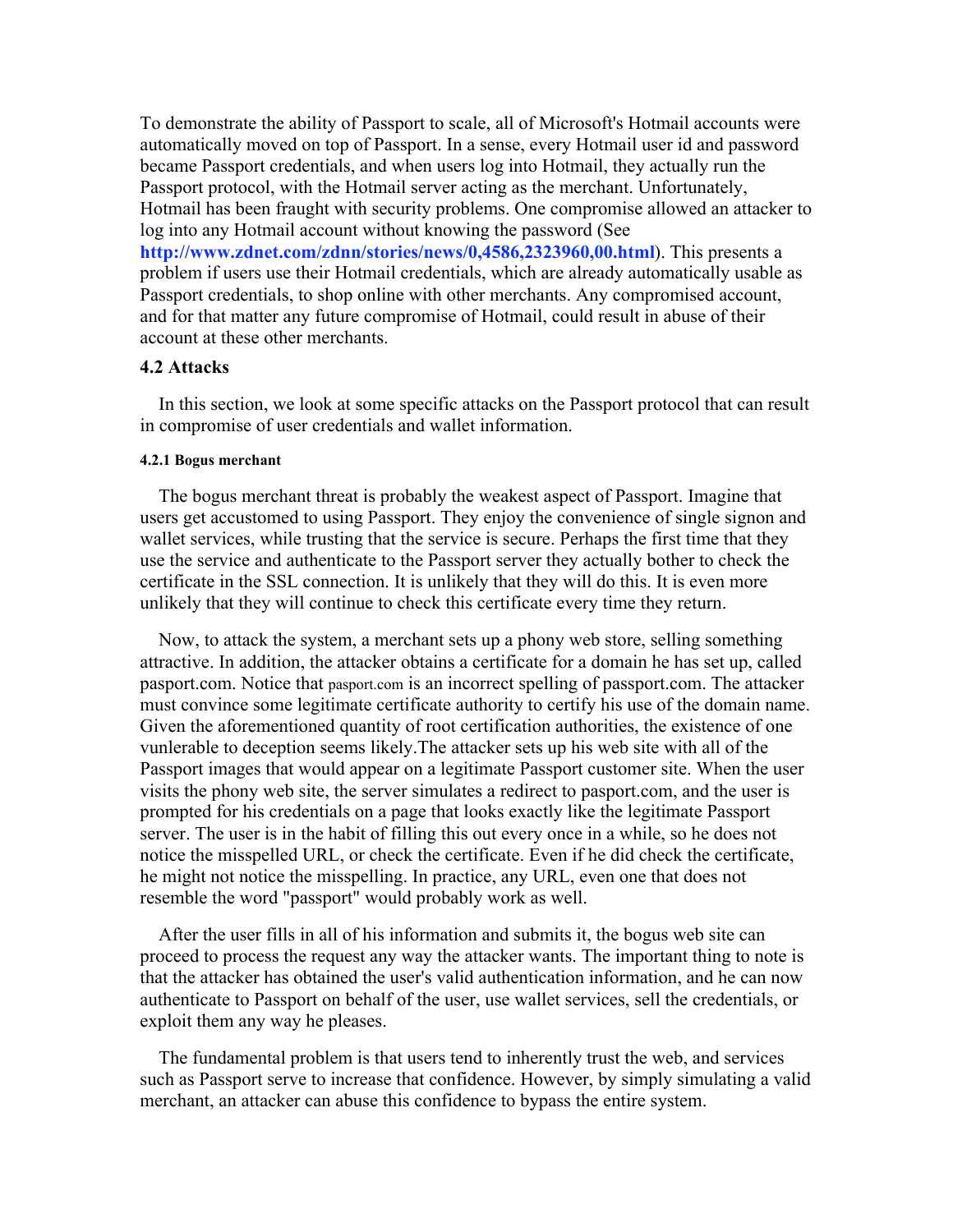To demonstrate the ability of Passport to scale, all of Microsoft's Hotmail accounts were automatically moved on top of Passport. In a sense, every Hotmail user id and password became Passport credentials, and when users log into Hotmail, they actually run the Passport protocol, with the Hotmail server acting as the merchant. Unfortunately, Hotmail has been fraught with security problems. One compromise allowed an attacker to log into any Hotmail account without knowing the password (See **http://www.zdnet.com/zdnn/stories/news/0,4586,2323960,00.html**). This presents a problem if users use their Hotmail credentials, which are already automatically usable as Passport credentials, to shop online with other merchants. Any compromised account, and for that matter any future compromise of Hotmail, could result in abuse of their account at these other merchants.

### 4.2 Attacks

In this section, we look at some specific attacks on the Passport protocol that can result in compromise of user credentials and wallet information.

#### 4.2.1 Bogus merchant

The bogus merchant threat is probably the weakest aspect of Passport. Imagine that users get accustomed to using Passport. They enjoy the convenience of single signon and wallet services, while trusting that the service is secure. Perhaps the first time that they use the service and authenticate to the Passport server they actually bother to check the certificate in the SSL connection. It is unlikely that they will do this. It is even more unlikely that they will continue to check this certificate every time they return.

Now, to attack the system, a merchant sets up a phony web store, selling something attractive. In addition, the attacker obtains a certificate for a domain he has set up, called pasport.com. Notice that pasport.com is an incorrect spelling of passport.com. The attacker must convince some legitimate certificate authority to certify his use of the domain name. Given the aforementioned quantity of root certification authorities, the existence of one vunlerable to deception seems likely.The attacker sets up his web site with all of the Passport images that would appear on a legitimate Passport customer site. When the user visits the phony web site, the server simulates a redirect to pasport.com, and the user is prompted for his credentials on a page that looks exactly like the legitimate Passport server. The user is in the habit of filling this out every once in a while, so he does not notice the misspelled URL, or check the certificate. Even if he did check the certificate, he might not notice the misspelling. In practice, any URL, even one that does not resemble the word "passport" would probably work as well.

After the user fills in all of his information and submits it, the bogus web site can proceed to process the request any way the attacker wants. The important thing to note is that the attacker has obtained the user's valid authentication information, and he can now authenticate to Passport on behalf of the user, use wallet services, sell the credentials, or exploit them any way he pleases.

The fundamental problem is that users tend to inherently trust the web, and services such as Passport serve to increase that confidence. However, by simply simulating a valid merchant, an attacker can abuse this confidence to bypass the entire system.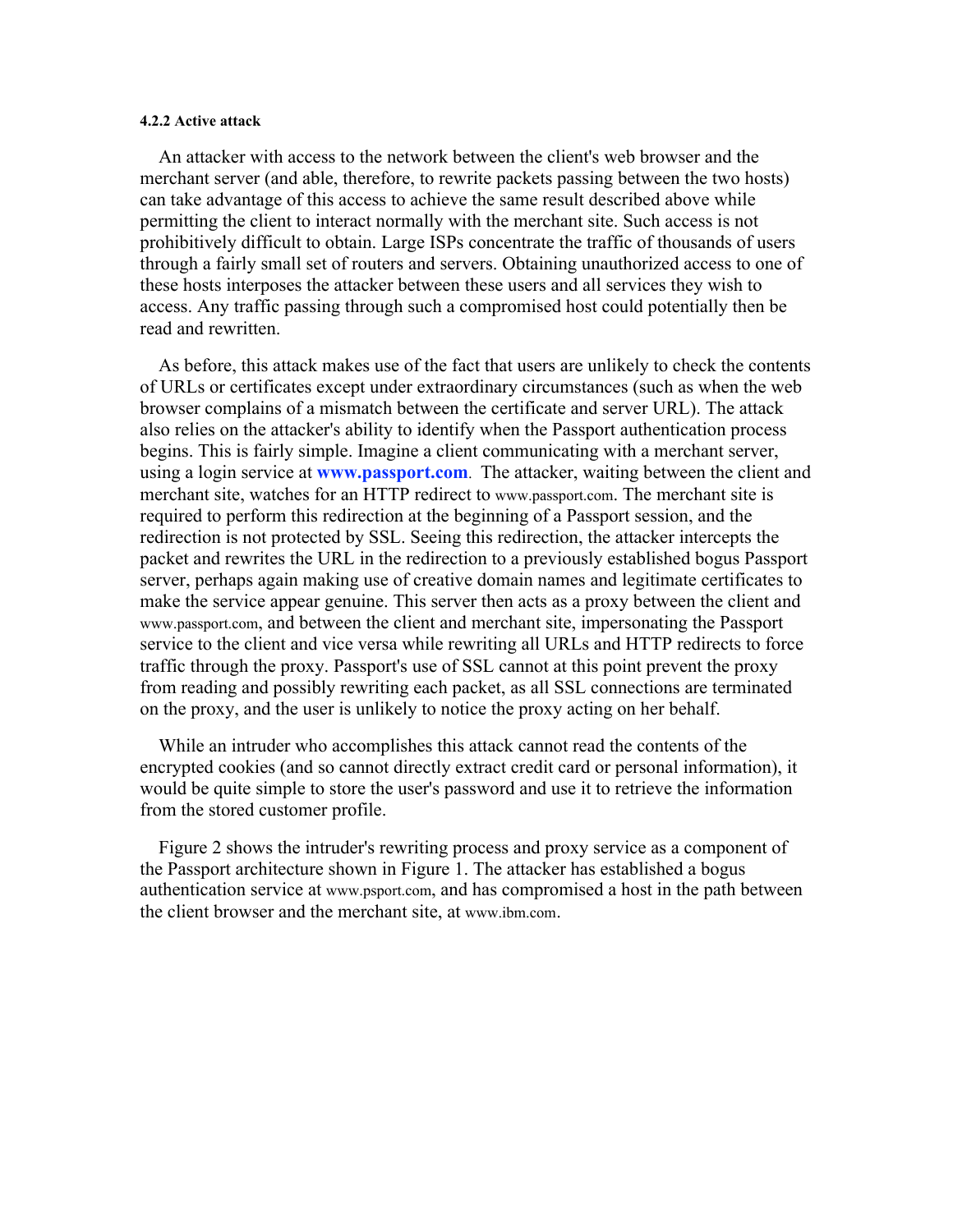#### 4.2.2 Active attack

An attacker with access to the network between the client's web browser and the merchant server (and able, therefore, to rewrite packets passing between the two hosts) can take advantage of this access to achieve the same result described above while permitting the client to interact normally with the merchant site. Such access is not prohibitively difficult to obtain. Large ISPs concentrate the traffic of thousands of users through a fairly small set of routers and servers. Obtaining unauthorized access to one of these hosts interposes the attacker between these users and all services they wish to access. Any traffic passing through such a compromised host could potentially then be read and rewritten.

As before, this attack makes use of the fact that users are unlikely to check the contents of URLs or certificates except under extraordinary circumstances (such as when the web browser complains of a mismatch between the certificate and server URL). The attack also relies on the attacker's ability to identify when the Passport authentication process begins. This is fairly simple. Imagine a client communicating with a merchant server, using a login service at **www.passport.com**. The attacker, waiting between the client and merchant site, watches for an HTTP redirect to www.passport.com. The merchant site is required to perform this redirection at the beginning of a Passport session, and the redirection is not protected by SSL. Seeing this redirection, the attacker intercepts the packet and rewrites the URL in the redirection to a previously established bogus Passport server, perhaps again making use of creative domain names and legitimate certificates to make the service appear genuine. This server then acts as a proxy between the client and www.passport.com, and between the client and merchant site, impersonating the Passport service to the client and vice versa while rewriting all URLs and HTTP redirects to force traffic through the proxy. Passport's use of SSL cannot at this point prevent the proxy from reading and possibly rewriting each packet, as all SSL connections are terminated on the proxy, and the user is unlikely to notice the proxy acting on her behalf.

While an intruder who accomplishes this attack cannot read the contents of the encrypted cookies (and so cannot directly extract credit card or personal information), it would be quite simple to store the user's password and use it to retrieve the information from the stored customer profile.

Figure 2 shows the intruder's rewriting process and proxy service as a component of the Passport architecture shown in Figure 1. The attacker has established a bogus authentication service at www.psport.com, and has compromised a host in the path between the client browser and the merchant site, at www.ibm.com.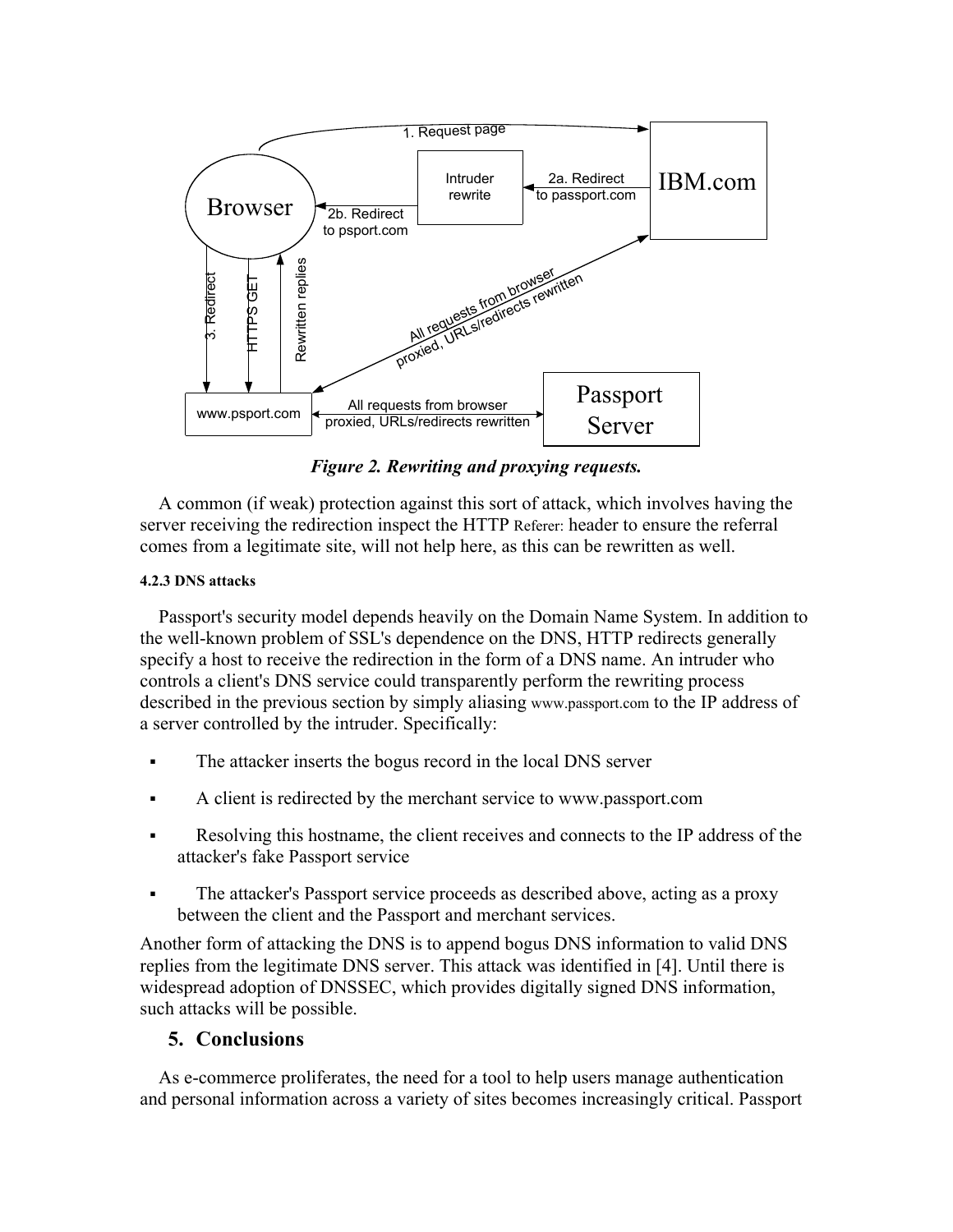*Figure 2. Rewriting and proxying requests.*

A common (if weak) protection against this sort of attack, which involves having the server receiving the redirection inspect the HTTP Referer: header to ensure the referral comes from a legitimate site, will not help here, as this can be rewritten as well.

#### 4.2.3 DNS attacks

Passport's security model depends heavily on the Domain Name System. In addition to the well-known problem of SSL's dependence on the DNS, HTTP redirects generally specify a host to receive the redirection in the form of a DNS name. An intruder who controls a client's DNS service could transparently perform the rewriting process described in the previous section by simply aliasing www.passport.com to the IP address of a server controlled by the intruder. Specifically:

- The attacker inserts the bogus record in the local DNS server
- A client is redirected by the merchant service to www.passport.com
- Resolving this hostname, the client receives and connects to the IP address of the attacker's fake Passport service
- The attacker's Passport service proceeds as described above, acting as a proxy between the client and the Passport and merchant services.

Another form of attacking the DNS is to append bogus DNS information to valid DNS replies from the legitimate DNS server. This attack was identified in [4]. Until there is widespread adoption of DNSSEC, which provides digitally signed DNS information, such attacks will be possible.

## 5. Conclusions

As e-commerce proliferates, the need for a tool to help users manage authentication and personal information across a variety of sites becomes increasingly critical. Passport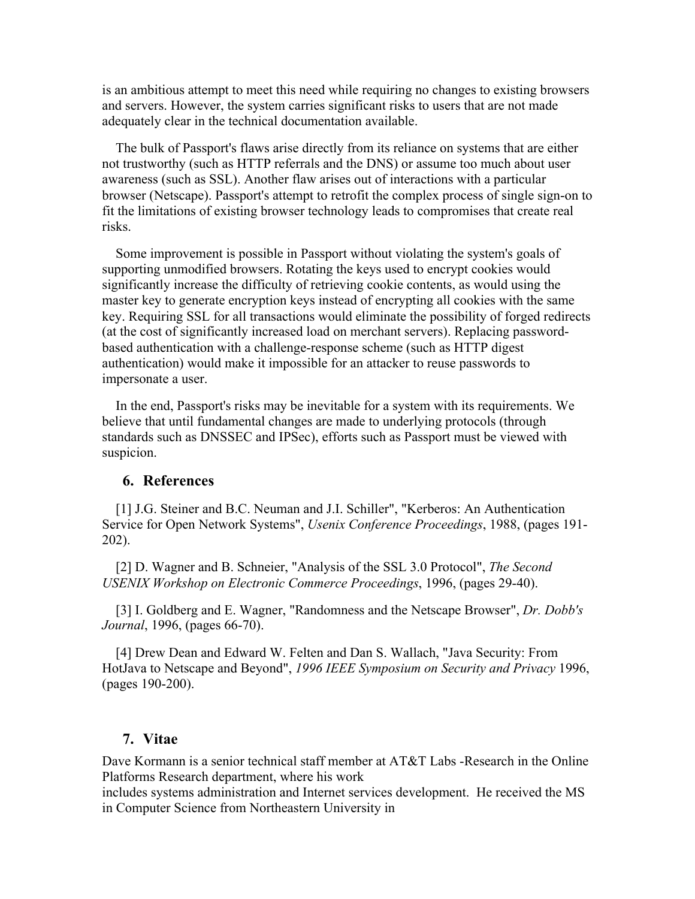is an ambitious attempt to meet this need while requiring no changes to existing browsers and servers. However, the system carries significant risks to users that are not made adequately clear in the technical documentation available.

The bulk of Passport's flaws arise directly from its reliance on systems that are either not trustworthy (such as HTTP referrals and the DNS) or assume too much about user awareness (such as SSL). Another flaw arises out of interactions with a particular browser (Netscape). Passport's attempt to retrofit the complex process of single sign-on to fit the limitations of existing browser technology leads to compromises that create real risks.

Some improvement is possible in Passport without violating the system's goals of supporting unmodified browsers. Rotating the keys used to encrypt cookies would significantly increase the difficulty of retrieving cookie contents, as would using the master key to generate encryption keys instead of encrypting all cookies with the same key. Requiring SSL for all transactions would eliminate the possibility of forged redirects (at the cost of significantly increased load on merchant servers). Replacing password-based authentication with a challenge-response scheme (such as HTTP digest authentication) would make it impossible for an attacker to reuse passwords to impersonate a user.

In the end, Passport's risks may be inevitable for a system with its requirements. We believe that until fundamental changes are made to underlying protocols (through standards such as DNSSEC and IPSec), efforts such as Passport must be viewed with suspicion.

## 6. References

[1] J.G. Steiner and B.C. Neuman and J.I. Schiller", "Kerberos: An Authentication Service for Open Network Systems", *Usenix Conference Proceedings*, 1988, (pages 191-202).

[2] D. Wagner and B. Schneier, "Analysis of the SSL 3.0 Protocol", *The Second USENIX Workshop on Electronic Commerce Proceedings*, 1996, (pages 29-40).

[3] I. Goldberg and E. Wagner, "Randomness and the Netscape Browser", *Dr. Dobb's Journal*, 1996, (pages 66-70).

[4] Drew Dean and Edward W. Felten and Dan S. Wallach, "Java Security: From HotJava to Netscape and Beyond", *1996 IEEE Symposium on Security and Privacy* 1996, (pages 190-200).

## 7. Vitae

Dave Kormann is a senior technical staff member at AT&T Labs -Research in the Online Platforms Research department, where his work includes systems administration and Internet services development. He received the MS in Computer Science from Northeastern University in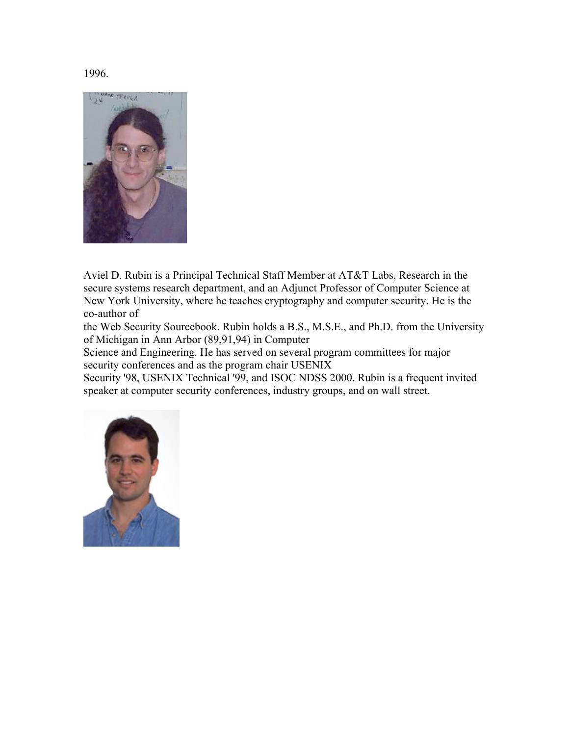1996.

Aviel D. Rubin is a Principal Technical Staff Member at AT&T Labs, Research in the secure systems research department, and an Adjunct Professor of Computer Science at New York University, where he teaches cryptography and computer security. He is the co-author of the Web Security Sourcebook. Rubin holds a B.S., M.S.E., and Ph.D. from the University of Michigan in Ann Arbor (89,91,94) in Computer Science and Engineering. He has served on several program committees for major security conferences and as the program chair USENIX Security '98, USENIX Technical '99, and ISOC NDSS 2000. Rubin is a frequent invited speaker at computer security conferences, industry groups, and on wall street.